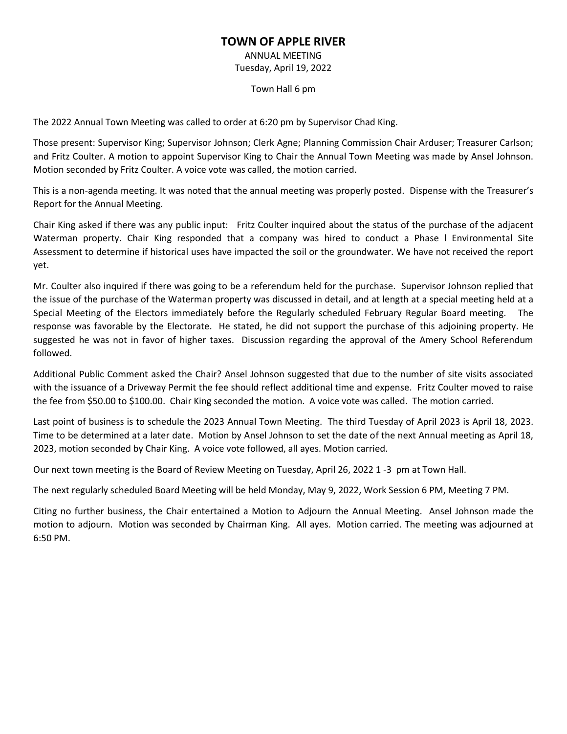# TOWN OF APPLE RIVER

ANNUAL MEETING
Tuesday, April 19, 2022

Town Hall 6 pm

The 2022 Annual Town Meeting was called to order at 6:20 pm by Supervisor Chad King.

Those present: Supervisor King; Supervisor Johnson; Clerk Agne; Planning Commission Chair Arduser; Treasurer Carlson; and Fritz Coulter. A motion to appoint Supervisor King to Chair the Annual Town Meeting was made by Ansel Johnson. Motion seconded by Fritz Coulter. A voice vote was called, the motion carried.

This is a non-agenda meeting. It was noted that the annual meeting was properly posted. Dispense with the Treasurer's Report for the Annual Meeting.

Chair King asked if there was any public input: Fritz Coulter inquired about the status of the purchase of the adjacent Waterman property. Chair King responded that a company was hired to conduct a Phase l Environmental Site Assessment to determine if historical uses have impacted the soil or the groundwater. We have not received the report yet.

Mr. Coulter also inquired if there was going to be a referendum held for the purchase. Supervisor Johnson replied that the issue of the purchase of the Waterman property was discussed in detail, and at length at a special meeting held at a Special Meeting of the Electors immediately before the Regularly scheduled February Regular Board meeting. The response was favorable by the Electorate. He stated, he did not support the purchase of this adjoining property. He suggested he was not in favor of higher taxes. Discussion regarding the approval of the Amery School Referendum followed.

Additional Public Comment asked the Chair? Ansel Johnson suggested that due to the number of site visits associated with the issuance of a Driveway Permit the fee should reflect additional time and expense. Fritz Coulter moved to raise the fee from $50.00 to $100.00. Chair King seconded the motion. A voice vote was called. The motion carried.

Last point of business is to schedule the 2023 Annual Town Meeting. The third Tuesday of April 2023 is April 18, 2023. Time to be determined at a later date. Motion by Ansel Johnson to set the date of the next Annual meeting as April 18, 2023, motion seconded by Chair King. A voice vote followed, all ayes. Motion carried.

Our next town meeting is the Board of Review Meeting on Tuesday, April 26, 2022 1 -3 pm at Town Hall.

The next regularly scheduled Board Meeting will be held Monday, May 9, 2022, Work Session 6 PM, Meeting 7 PM.

Citing no further business, the Chair entertained a Motion to Adjourn the Annual Meeting. Ansel Johnson made the motion to adjourn. Motion was seconded by Chairman King. All ayes. Motion carried. The meeting was adjourned at 6:50 PM.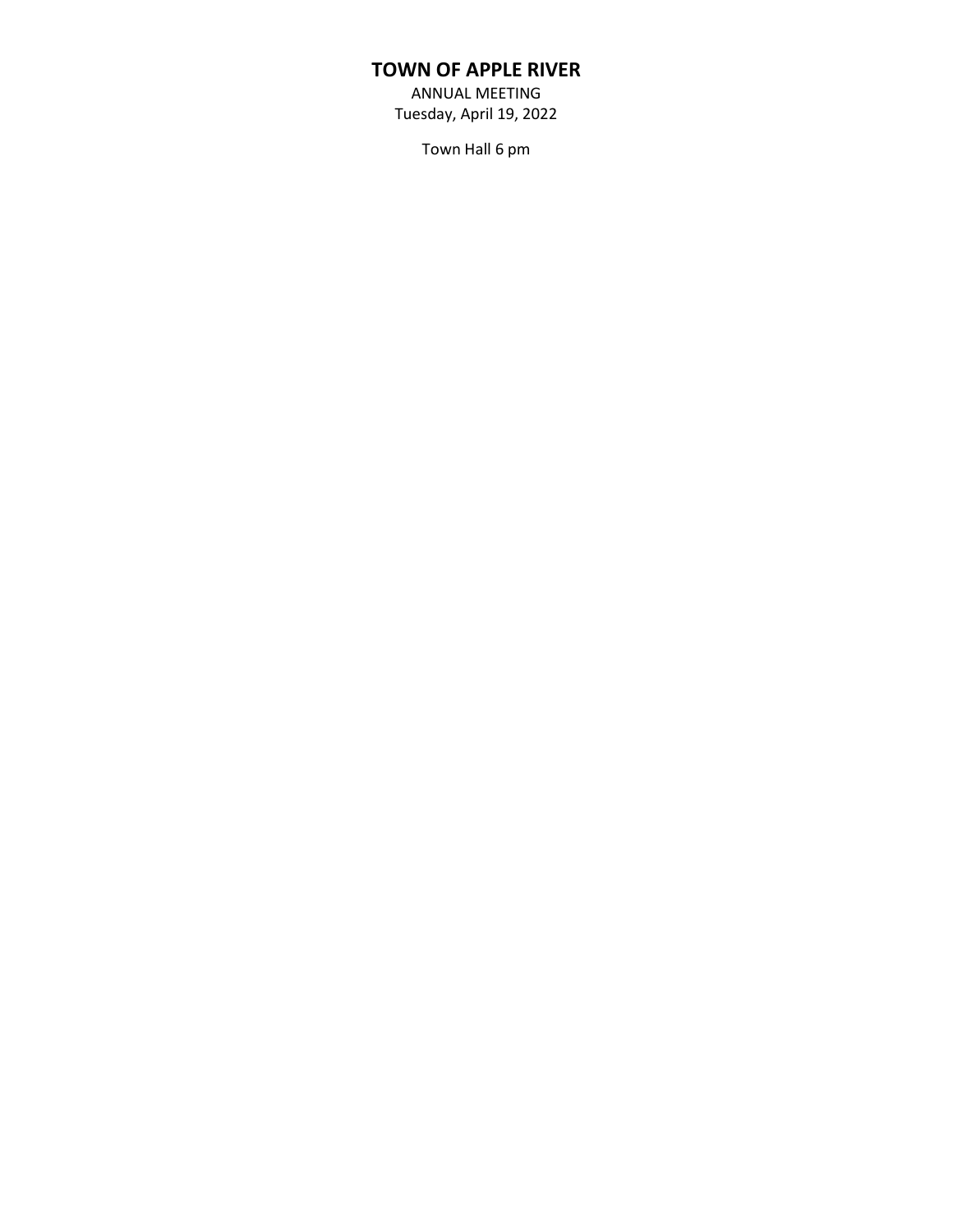# TOWN OF APPLE RIVER

ANNUAL MEETING

Tuesday, April 19, 2022

Town Hall 6 pm